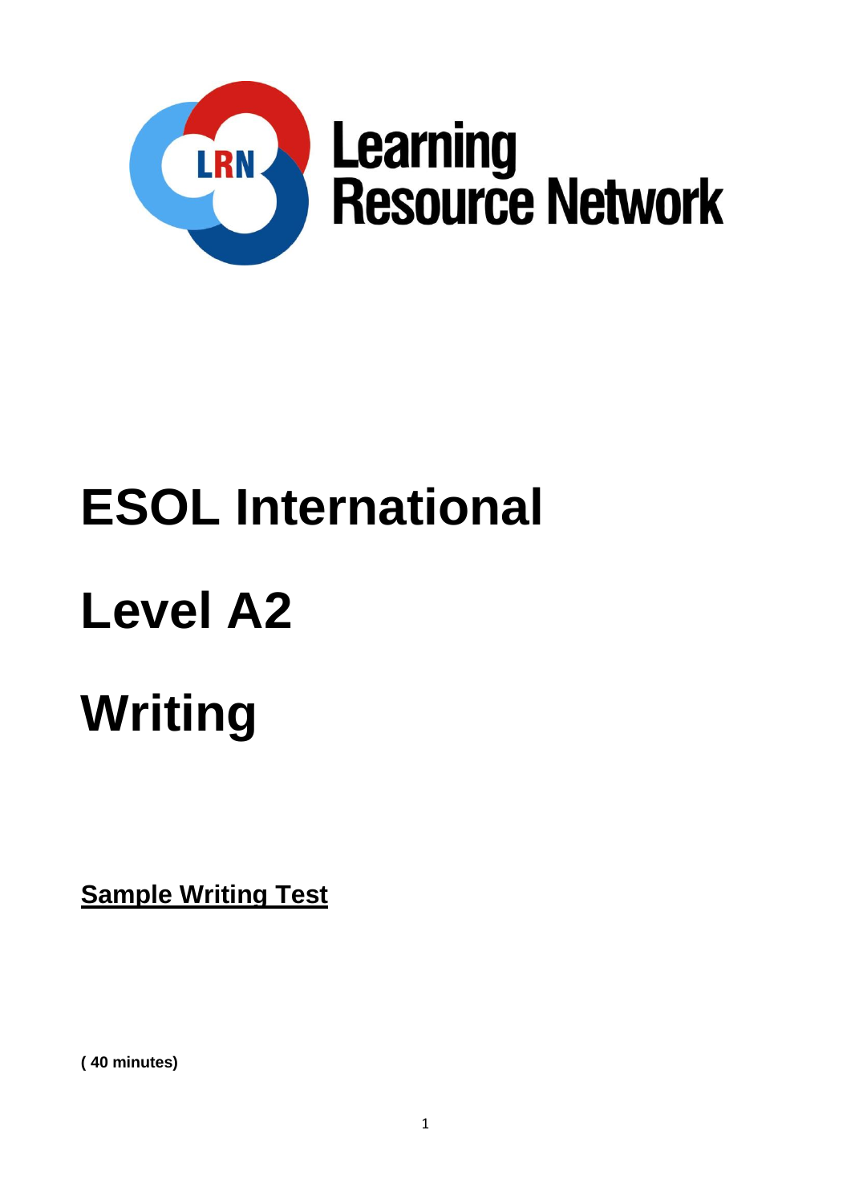Learning Resource Network

# ESOL International

# Level A2

# Writing

**Sample Writing Test**

**( 40 minutes)**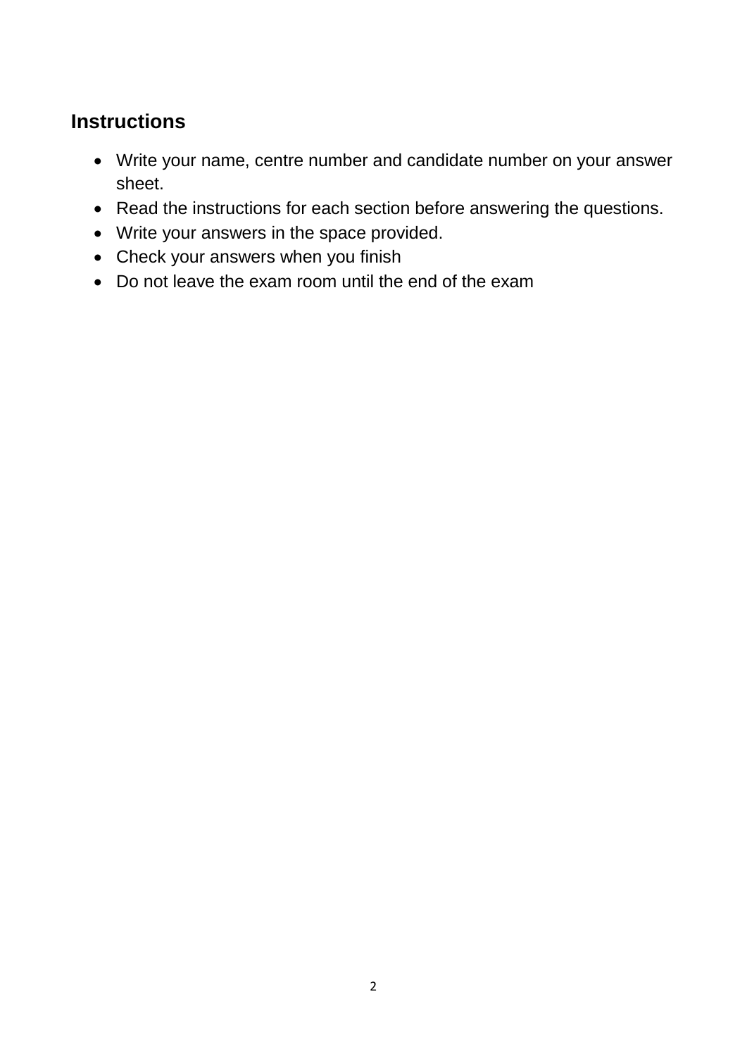## Instructions

- Write your name, centre number and candidate number on your answer sheet.
- Read the instructions for each section before answering the questions.
- Write your answers in the space provided.
- Check your answers when you finish
- Do not leave the exam room until the end of the exam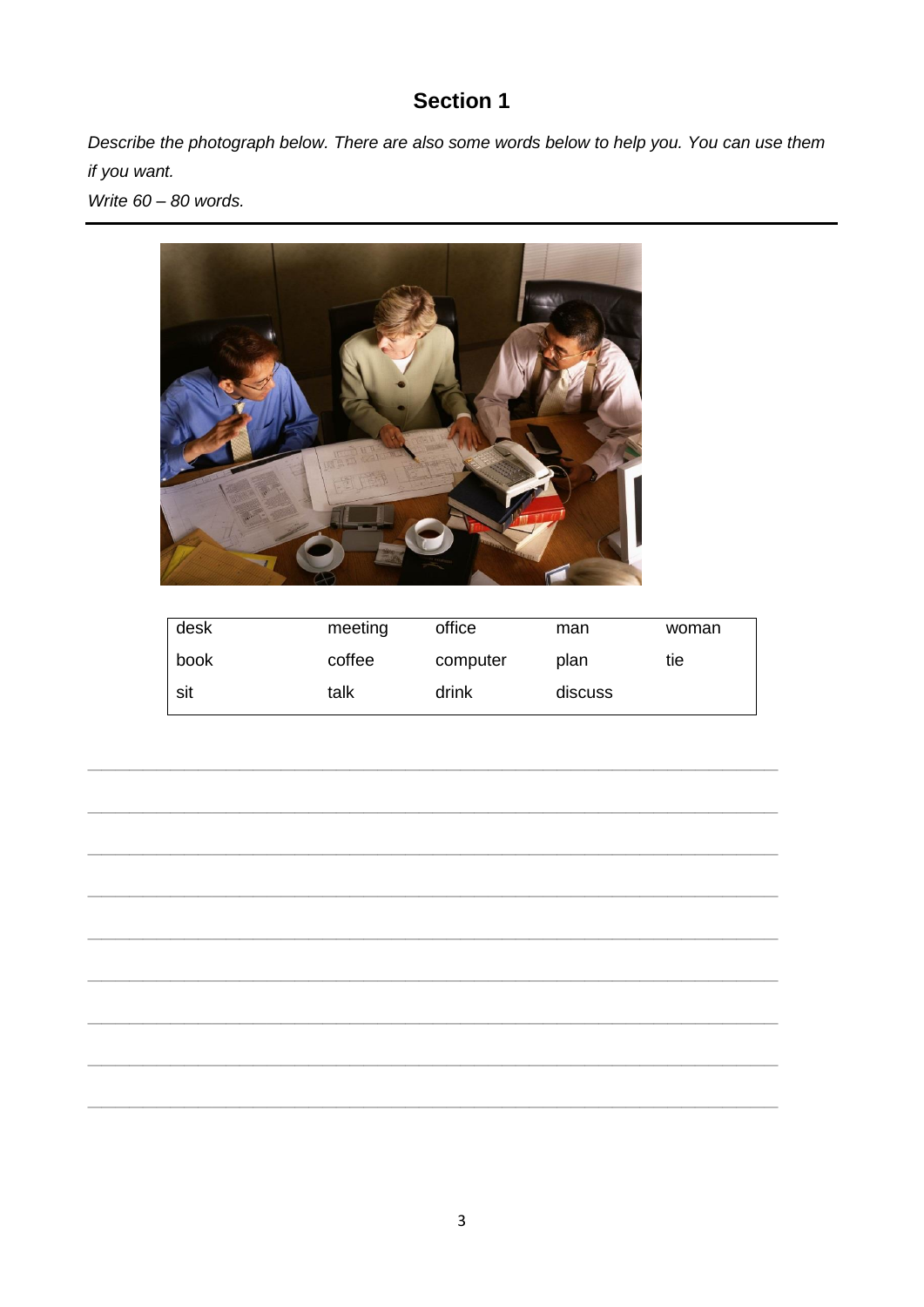## Section 1

*Describe the photograph below. There are also some words below to help you. You can use them if you want.*
*Write 60 – 80 words.*

| desk | meeting | office | man | woman |
|---|---|---|---|---|
| book | coffee | computer | plan | tie |
| sit | talk | drink | discuss | |

_______________________________________________________________________

_______________________________________________________________________

_______________________________________________________________________

_______________________________________________________________________

_______________________________________________________________________

_______________________________________________________________________

_______________________________________________________________________

_______________________________________________________________________

_______________________________________________________________________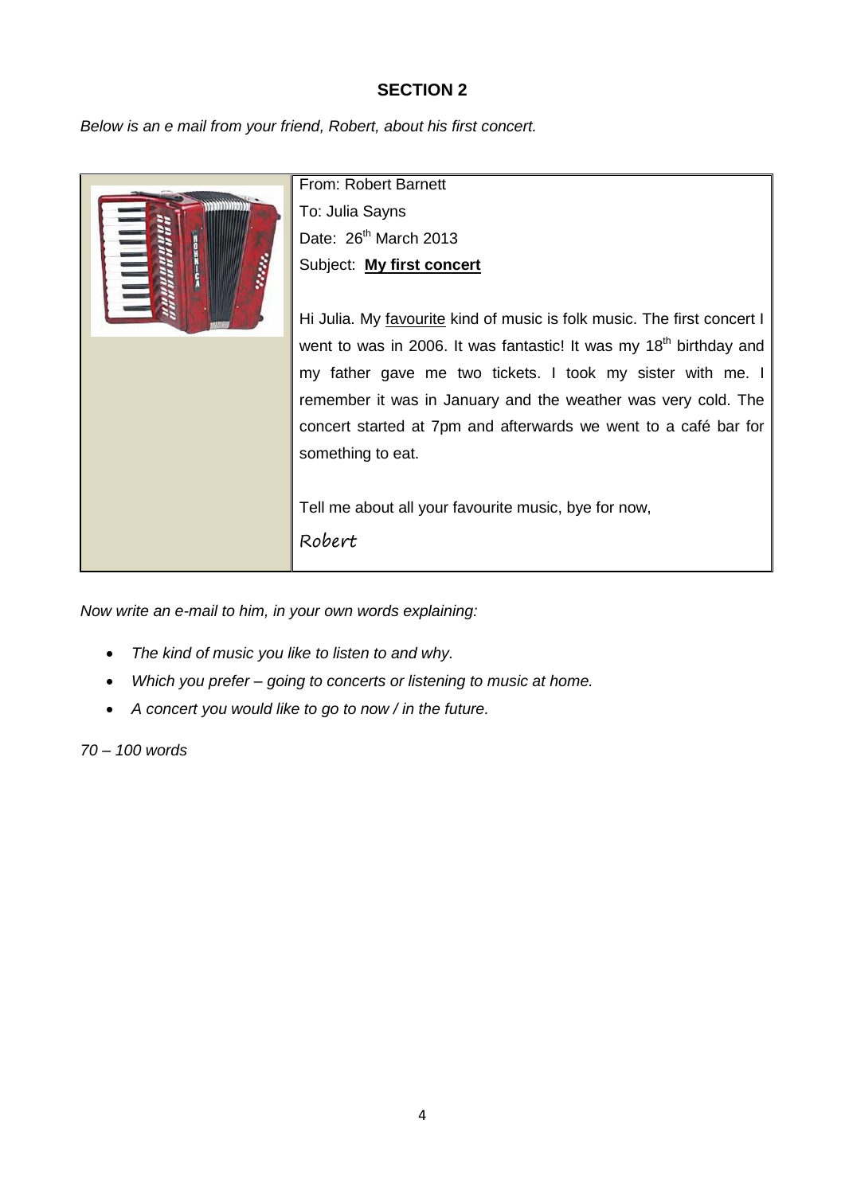## SECTION 2

*Below is an e mail from your friend, Robert, about his first concert.*

From: Robert Barnett
To: Julia Sayns
Date: 26th March 2013
Subject: **My first concert**

Hi Julia. My favourite kind of music is folk music. The first concert I went to was in 2006. It was fantastic! It was my 18th birthday and my father gave me two tickets. I took my sister with me. I remember it was in January and the weather was very cold. The concert started at 7pm and afterwards we went to a café bar for something to eat.

Tell me about all your favourite music, bye for now,

Robert

*Now write an e-mail to him, in your own words explaining:*

- *The kind of music you like to listen to and why.*
- *Which you prefer – going to concerts or listening to music at home.*
- *A concert you would like to go to now / in the future.*

*70 – 100 words*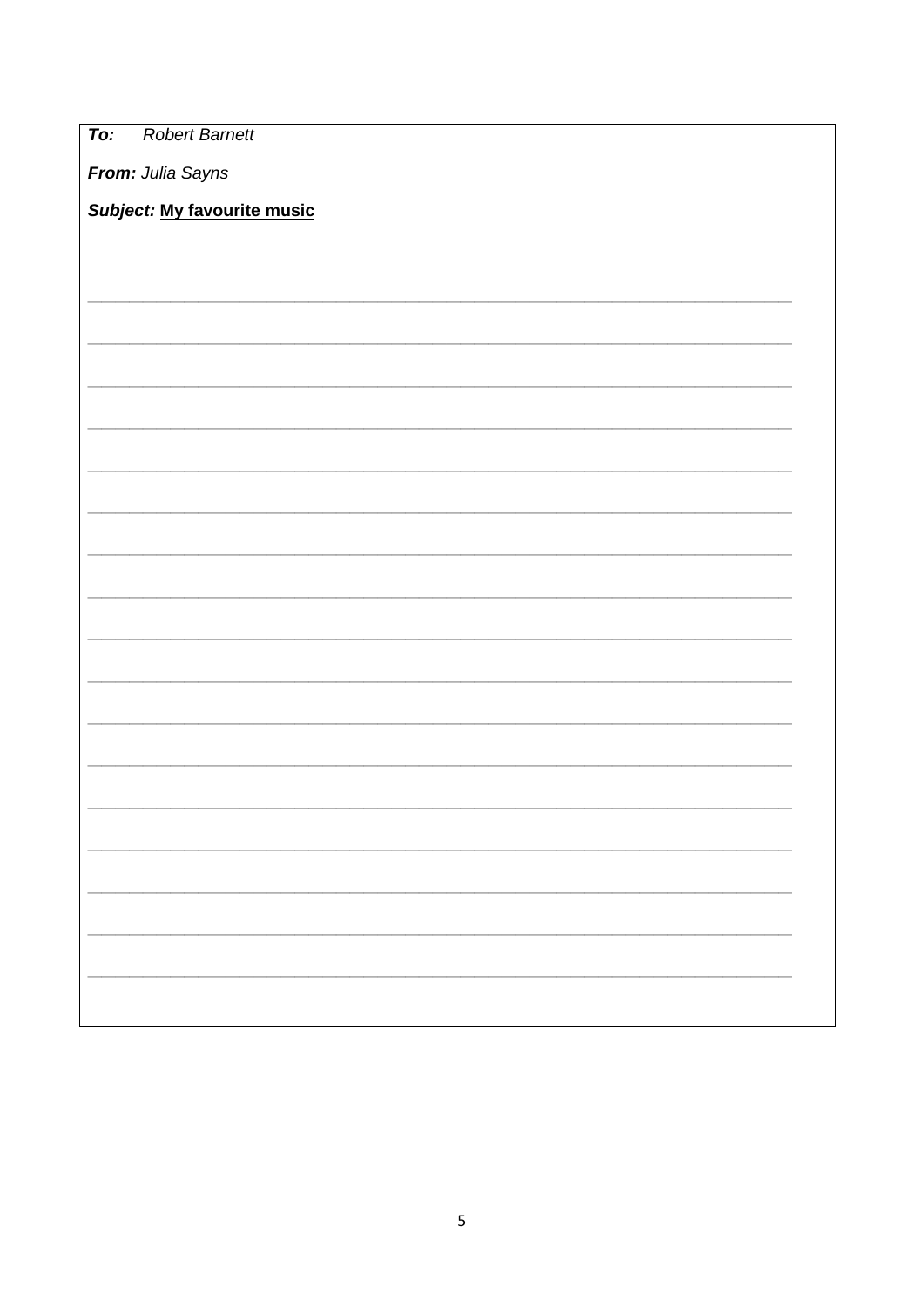***To:*** *Robert Barnett*

***From:*** *Julia Sayns*

***Subject:*** **My favourite music**

________________________________________________________________________________

________________________________________________________________________________

________________________________________________________________________________

________________________________________________________________________________

________________________________________________________________________________

________________________________________________________________________________

________________________________________________________________________________

________________________________________________________________________________

________________________________________________________________________________

________________________________________________________________________________

________________________________________________________________________________

________________________________________________________________________________

________________________________________________________________________________

________________________________________________________________________________

________________________________________________________________________________

________________________________________________________________________________

________________________________________________________________________________